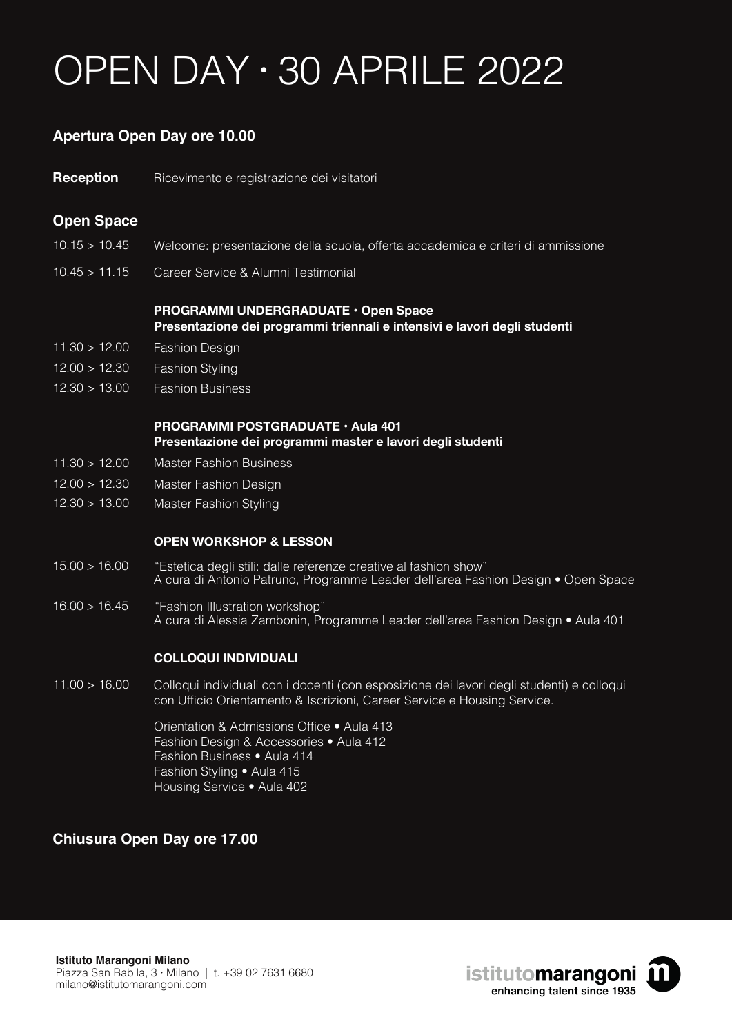# OPEN DAY · 30 APRILE 2022

**Apertura Open Day ore 10.00**

**Reception** Ricevimento e registrazione dei visitatori

## Open Space

10.15 > 10.45 Welcome: presentazione della scuola, offerta accademica e criteri di ammissione

10.45 > 11.15 Career Service & Alumni Testimonial

**PROGRAMMI UNDERGRADUATE · Open Space**
**Presentazione dei programmi triennali e intensivi e lavori degli studenti**

11.30 > 12.00 Fashion Design

12.00 > 12.30 Fashion Styling

12.30 > 13.00 Fashion Business

**PROGRAMMI POSTGRADUATE · Aula 401**
**Presentazione dei programmi master e lavori degli studenti**

11.30 > 12.00 Master Fashion Business

12.00 > 12.30 Master Fashion Design

12.30 > 13.00 Master Fashion Styling

**OPEN WORKSHOP & LESSON**

15.00 > 16.00 "Estetica degli stili: dalle referenze creative al fashion show"
A cura di Antonio Patruno, Programme Leader dell'area Fashion Design • Open Space

16.00 > 16.45 "Fashion Illustration workshop"
A cura di Alessia Zambonin, Programme Leader dell'area Fashion Design • Aula 401

**COLLOQUI INDIVIDUALI**

11.00 > 16.00 Colloqui individuali con i docenti (con esposizione dei lavori degli studenti) e colloqui con Ufficio Orientamento & Iscrizioni, Career Service e Housing Service.

Orientation & Admissions Office • Aula 413
Fashion Design & Accessories • Aula 412
Fashion Business • Aula 414
Fashion Styling • Aula 415
Housing Service • Aula 402

**Chiusura Open Day ore 17.00**

**Istituto Marangoni Milano**
Piazza San Babila, 3 · Milano | t. +39 02 7631 6680
milano@istitutomarangoni.com

istitutomarangoni
enhancing talent since 1935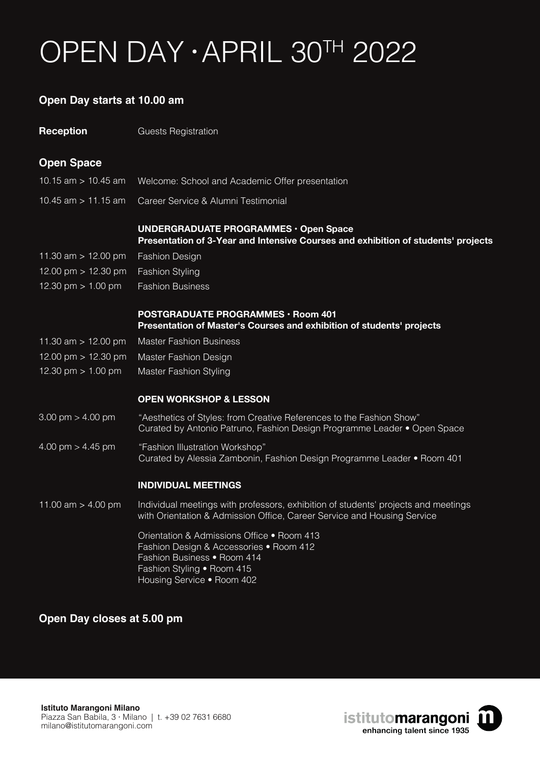# OPEN DAY · APRIL 30TH 2022

**Open Day starts at 10.00 am**

**Reception** Guests Registration

## Open Space

| | |
|---|---|
| 10.15 am > 10.45 am | Welcome: School and Academic Offer presentation |
| 10.45 am > 11.15 am | Career Service & Alumni Testimonial |

**UNDERGRADUATE PROGRAMMES · Open Space**
**Presentation of 3-Year and Intensive Courses and exhibition of students' projects**

| | |
|---|---|
| 11.30 am > 12.00 pm | Fashion Design |
| 12.00 pm > 12.30 pm | Fashion Styling |
| 12.30 pm > 1.00 pm | Fashion Business |

**POSTGRADUATE PROGRAMMES · Room 401**
**Presentation of Master's Courses and exhibition of students' projects**

| | |
|---|---|
| 11.30 am > 12.00 pm | Master Fashion Business |
| 12.00 pm > 12.30 pm | Master Fashion Design |
| 12.30 pm > 1.00 pm | Master Fashion Styling |

**OPEN WORKSHOP & LESSON**

| | |
|---|---|
| 3.00 pm > 4.00 pm | "Aesthetics of Styles: from Creative References to the Fashion Show" Curated by Antonio Patruno, Fashion Design Programme Leader • Open Space |
| 4.00 pm > 4.45 pm | "Fashion Illustration Workshop" Curated by Alessia Zambonin, Fashion Design Programme Leader • Room 401 |

**INDIVIDUAL MEETINGS**

11.00 am > 4.00 pm Individual meetings with professors, exhibition of students' projects and meetings with Orientation & Admission Office, Career Service and Housing Service

Orientation & Admissions Office • Room 413
Fashion Design & Accessories • Room 412
Fashion Business • Room 414
Fashion Styling • Room 415
Housing Service • Room 402

**Open Day closes at 5.00 pm**

**Istituto Marangoni Milano**
Piazza San Babila, 3 · Milano | t. +39 02 7631 6680
milano@istitutomarangoni.com

istitutomarangoni
enhancing talent since 1935